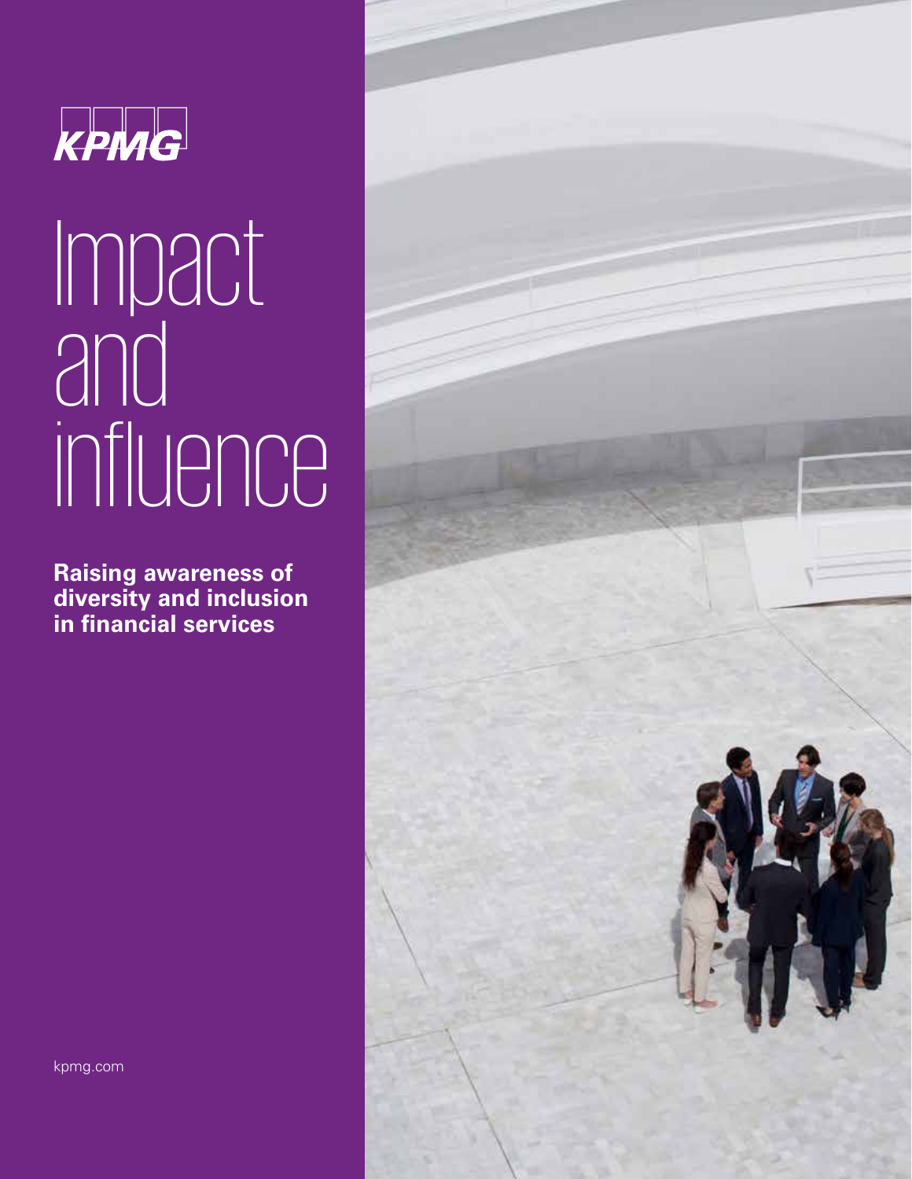KPMG

# Impact and influence

**Raising awareness of diversity and inclusion in financial services**

kpmg.com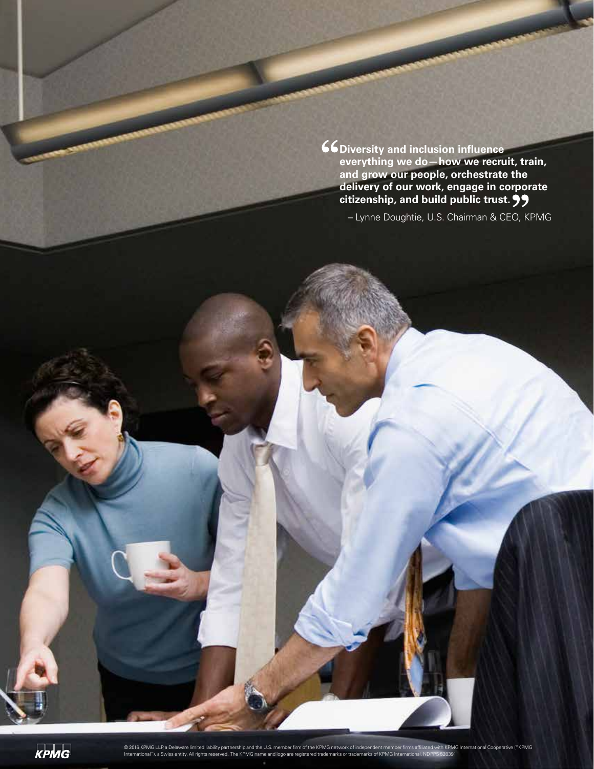"Diversity and inclusion influence everything we do—how we recruit, train, and grow our people, orchestrate the delivery of our work, engage in corporate citizenship, and build public trust."

– Lynne Doughtie, U.S. Chairman & CEO, KPMG

© 2016 KPMG LLP, a Delaware limited liability partnership and the U.S. member firm of the KPMG network of independent member firms affiliated with KPMG International Cooperative ("KPMG International"), a Swiss entity. All rights reserved. The KPMG name and logo are registered trademarks or trademarks of KPMG International. NDPPS 528391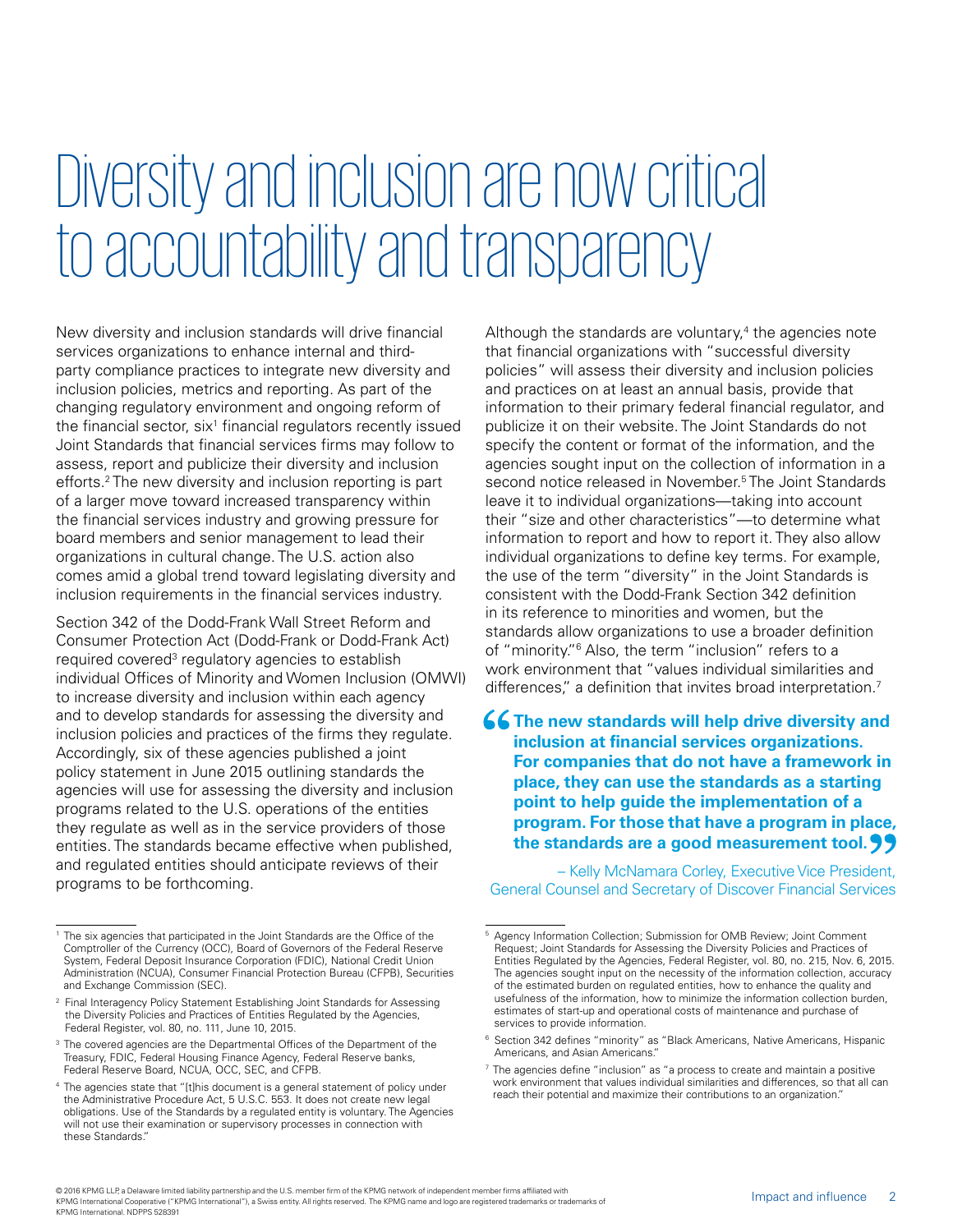# Diversity and inclusion are now critical to accountability and transparency

New diversity and inclusion standards will drive financial services organizations to enhance internal and third-party compliance practices to integrate new diversity and inclusion policies, metrics and reporting. As part of the changing regulatory environment and ongoing reform of the financial sector, six[1] financial regulators recently issued Joint Standards that financial services firms may follow to assess, report and publicize their diversity and inclusion efforts.[2] The new diversity and inclusion reporting is part of a larger move toward increased transparency within the financial services industry and growing pressure for board members and senior management to lead their organizations in cultural change. The U.S. action also comes amid a global trend toward legislating diversity and inclusion requirements in the financial services industry.

Section 342 of the Dodd-Frank Wall Street Reform and Consumer Protection Act (Dodd-Frank or Dodd-Frank Act) required covered[3] regulatory agencies to establish individual Offices of Minority and Women Inclusion (OMWI) to increase diversity and inclusion within each agency and to develop standards for assessing the diversity and inclusion policies and practices of the firms they regulate. Accordingly, six of these agencies published a joint policy statement in June 2015 outlining standards the agencies will use for assessing the diversity and inclusion programs related to the U.S. operations of the entities they regulate as well as in the service providers of those entities. The standards became effective when published, and regulated entities should anticipate reviews of their programs to be forthcoming.

Although the standards are voluntary,[4] the agencies note that financial organizations with "successful diversity policies" will assess their diversity and inclusion policies and practices on at least an annual basis, provide that information to their primary federal financial regulator, and publicize it on their website. The Joint Standards do not specify the content or format of the information, and the agencies sought input on the collection of information in a second notice released in November.[5] The Joint Standards leave it to individual organizations—taking into account their "size and other characteristics"—to determine what information to report and how to report it. They also allow individual organizations to define key terms. For example, the use of the term "diversity" in the Joint Standards is consistent with the Dodd-Frank Section 342 definition in its reference to minorities and women, but the standards allow organizations to use a broader definition of "minority."[6] Also, the term "inclusion" refers to a work environment that "values individual similarities and differences," a definition that invites broad interpretation.[7]

> **"The new standards will help drive diversity and inclusion at financial services organizations. For companies that do not have a framework in place, they can use the standards as a starting point to help guide the implementation of a program. For those that have a program in place, the standards are a good measurement tool."**
>
> – Kelly McNamara Corley, Executive Vice President, General Counsel and Secretary of Discover Financial Services

---

[1] The six agencies that participated in the Joint Standards are the Office of the Comptroller of the Currency (OCC), Board of Governors of the Federal Reserve System, Federal Deposit Insurance Corporation (FDIC), National Credit Union Administration (NCUA), Consumer Financial Protection Bureau (CFPB), Securities and Exchange Commission (SEC).

[2] Final Interagency Policy Statement Establishing Joint Standards for Assessing the Diversity Policies and Practices of Entities Regulated by the Agencies, Federal Register, vol. 80, no. 111, June 10, 2015.

[3] The covered agencies are the Departmental Offices of the Department of the Treasury, FDIC, Federal Housing Finance Agency, Federal Reserve banks, Federal Reserve Board, NCUA, OCC, SEC, and CFPB.

[4] The agencies state that "[t]his document is a general statement of policy under the Administrative Procedure Act, 5 U.S.C. 553. It does not create new legal obligations. Use of the Standards by a regulated entity is voluntary. The Agencies will not use their examination or supervisory processes in connection with these Standards."

[5] Agency Information Collection; Submission for OMB Review; Joint Comment Request; Joint Standards for Assessing the Diversity Policies and Practices of Entities Regulated by the Agencies, Federal Register, vol. 80, no. 215, Nov. 6, 2015. The agencies sought input on the necessity of the information collection, accuracy of the estimated burden on regulated entities, how to enhance the quality and usefulness of the information, how to minimize the information collection burden, estimates of start-up and operational costs of maintenance and purchase of services to provide information.

[6] Section 342 defines "minority" as "Black Americans, Native Americans, Hispanic Americans, and Asian Americans."

[7] The agencies define "inclusion" as "a process to create and maintain a positive work environment that values individual similarities and differences, so that all can reach their potential and maximize their contributions to an organization."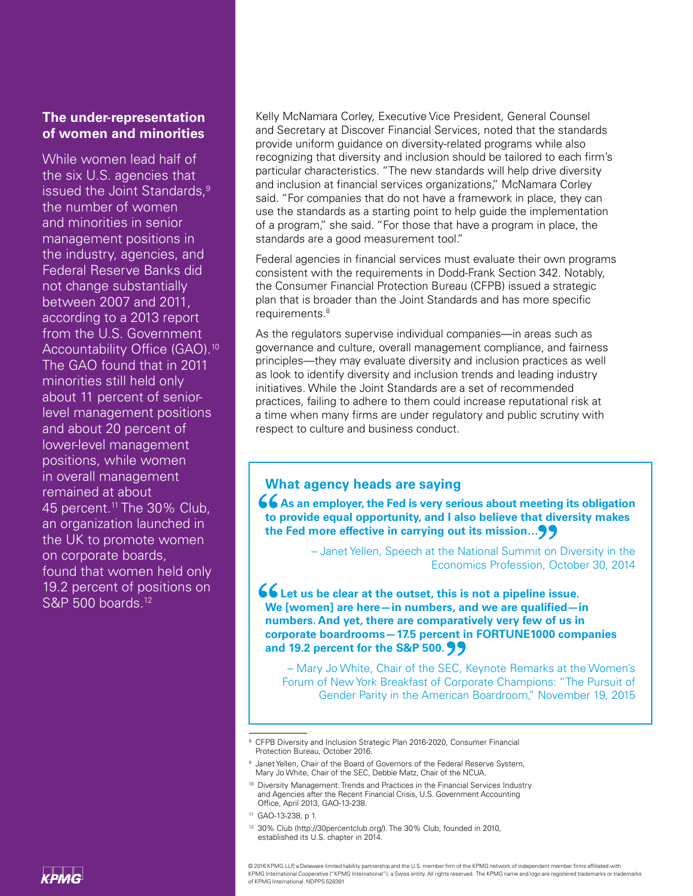## The under-representation of women and minorities

While women lead half of the six U.S. agencies that issued the Joint Standards,[9] the number of women and minorities in senior management positions in the industry, agencies, and Federal Reserve Banks did not change substantially between 2007 and 2011, according to a 2013 report from the U.S. Government Accountability Office (GAO).[10] The GAO found that in 2011 minorities still held only about 11 percent of senior-level management positions and about 20 percent of lower-level management positions, while women in overall management remained at about 45 percent.[11] The 30% Club, an organization launched in the UK to promote women on corporate boards, found that women held only 19.2 percent of positions on S&P 500 boards.[12]

Kelly McNamara Corley, Executive Vice President, General Counsel and Secretary at Discover Financial Services, noted that the standards provide uniform guidance on diversity-related programs while also recognizing that diversity and inclusion should be tailored to each firm's particular characteristics. "The new standards will help drive diversity and inclusion at financial services organizations," McNamara Corley said. "For companies that do not have a framework in place, they can use the standards as a starting point to help guide the implementation of a program," she said. "For those that have a program in place, the standards are a good measurement tool."

Federal agencies in financial services must evaluate their own programs consistent with the requirements in Dodd-Frank Section 342. Notably, the Consumer Financial Protection Bureau (CFPB) issued a strategic plan that is broader than the Joint Standards and has more specific requirements.[8]

As the regulators supervise individual companies—in areas such as governance and culture, overall management compliance, and fairness principles—they may evaluate diversity and inclusion practices as well as look to identify diversity and inclusion trends and leading industry initiatives. While the Joint Standards are a set of recommended practices, failing to adhere to them could increase reputational risk at a time when many firms are under regulatory and public scrutiny with respect to culture and business conduct.

### What agency heads are saying

**"As an employer, the Fed is very serious about meeting its obligation to provide equal opportunity, and I also believe that diversity makes the Fed more effective in carrying out its mission..."**

– Janet Yellen, Speech at the National Summit on Diversity in the Economics Profession, October 30, 2014

**"Let us be clear at the outset, this is not a pipeline issue. We [women] are here—in numbers, and we are qualified—in numbers. And yet, there are comparatively very few of us in corporate boardrooms—17.5 percent in FORTUNE1000 companies and 19.2 percent for the S&P 500."**

– Mary Jo White, Chair of the SEC, Keynote Remarks at the Women's Forum of New York Breakfast of Corporate Champions: "The Pursuit of Gender Parity in the American Boardroom," November 19, 2015

---

[8] CFPB Diversity and Inclusion Strategic Plan 2016-2020, Consumer Financial Protection Bureau, October 2016.

[9] Janet Yellen, Chair of the Board of Governors of the Federal Reserve System, Mary Jo White, Chair of the SEC, Debbie Matz, Chair of the NCUA.

[10] Diversity Management: Trends and Practices in the Financial Services Industry and Agencies after the Recent Financial Crisis, U.S. Government Accounting Office, April 2013, GAO-13-238.

[11] GAO-13-238, p 1.

[12] 30% Club (http://30percentclub.org/). The 30% Club, founded in 2010, established its U.S. chapter in 2014.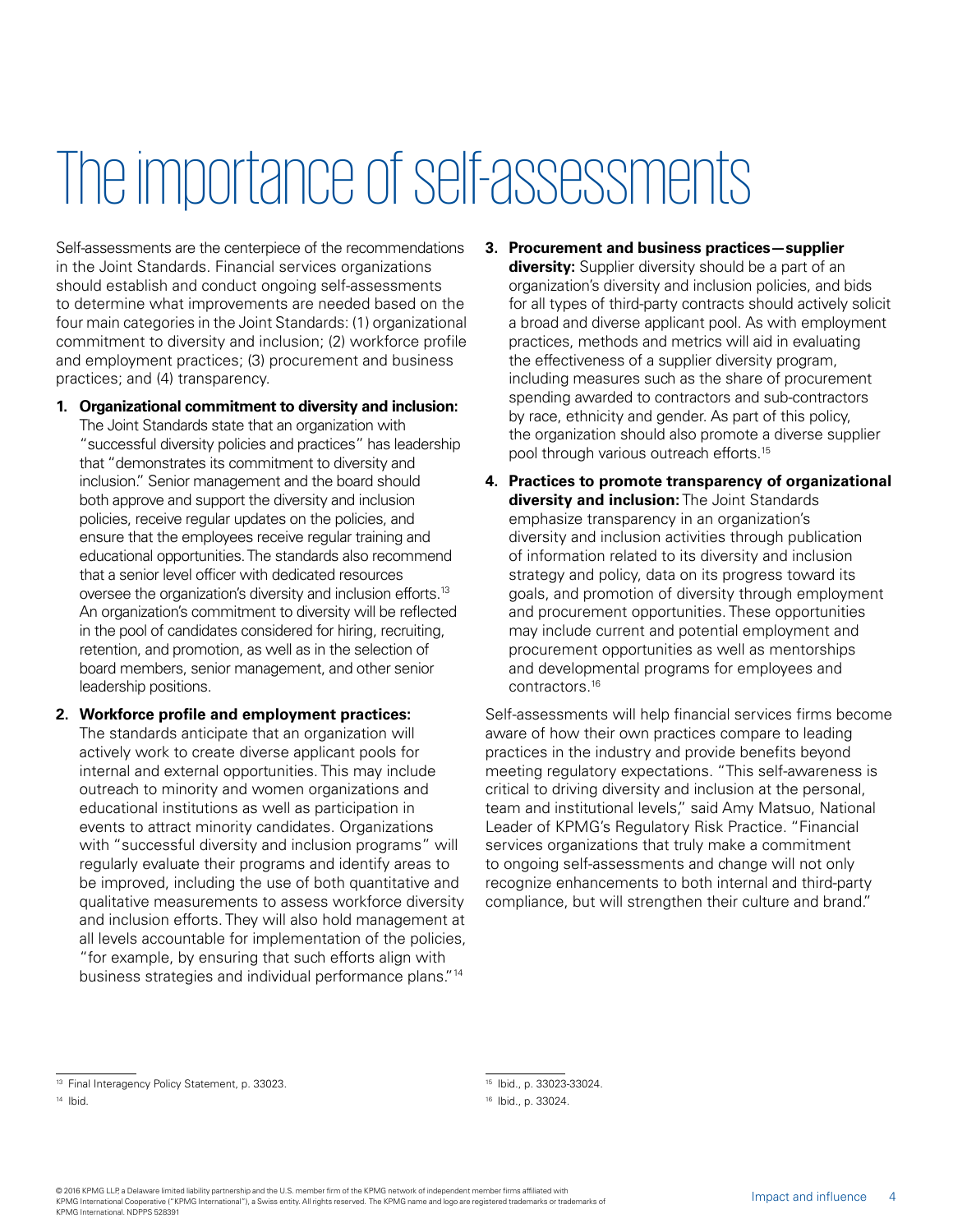# The importance of self-assessments

Self-assessments are the centerpiece of the recommendations in the Joint Standards. Financial services organizations should establish and conduct ongoing self-assessments to determine what improvements are needed based on the four main categories in the Joint Standards: (1) organizational commitment to diversity and inclusion; (2) workforce profile and employment practices; (3) procurement and business practices; and (4) transparency.

1. **Organizational commitment to diversity and inclusion:** The Joint Standards state that an organization with "successful diversity policies and practices" has leadership that "demonstrates its commitment to diversity and inclusion." Senior management and the board should both approve and support the diversity and inclusion policies, receive regular updates on the policies, and ensure that the employees receive regular training and educational opportunities. The standards also recommend that a senior level officer with dedicated resources oversee the organization's diversity and inclusion efforts.[13] An organization's commitment to diversity will be reflected in the pool of candidates considered for hiring, recruiting, retention, and promotion, as well as in the selection of board members, senior management, and other senior leadership positions.

2. **Workforce profile and employment practices:** The standards anticipate that an organization will actively work to create diverse applicant pools for internal and external opportunities. This may include outreach to minority and women organizations and educational institutions as well as participation in events to attract minority candidates. Organizations with "successful diversity and inclusion programs" will regularly evaluate their programs and identify areas to be improved, including the use of both quantitative and qualitative measurements to assess workforce diversity and inclusion efforts. They will also hold management at all levels accountable for implementation of the policies, "for example, by ensuring that such efforts align with business strategies and individual performance plans."[14]

3. **Procurement and business practices—supplier diversity:** Supplier diversity should be a part of an organization's diversity and inclusion policies, and bids for all types of third-party contracts should actively solicit a broad and diverse applicant pool. As with employment practices, methods and metrics will aid in evaluating the effectiveness of a supplier diversity program, including measures such as the share of procurement spending awarded to contractors and sub-contractors by race, ethnicity and gender. As part of this policy, the organization should also promote a diverse supplier pool through various outreach efforts.[15]

4. **Practices to promote transparency of organizational diversity and inclusion:** The Joint Standards emphasize transparency in an organization's diversity and inclusion activities through publication of information related to its diversity and inclusion strategy and policy, data on its progress toward its goals, and promotion of diversity through employment and procurement opportunities. These opportunities may include current and potential employment and procurement opportunities as well as mentorships and developmental programs for employees and contractors.[16]

Self-assessments will help financial services firms become aware of how their own practices compare to leading practices in the industry and provide benefits beyond meeting regulatory expectations. "This self-awareness is critical to driving diversity and inclusion at the personal, team and institutional levels," said Amy Matsuo, National Leader of KPMG's Regulatory Risk Practice. "Financial services organizations that truly make a commitment to ongoing self-assessments and change will not only recognize enhancements to both internal and third-party compliance, but will strengthen their culture and brand."

---

[13] Final Interagency Policy Statement, p. 33023.

[14] Ibid.

[15] Ibid., p. 33023-33024.

[16] Ibid., p. 33024.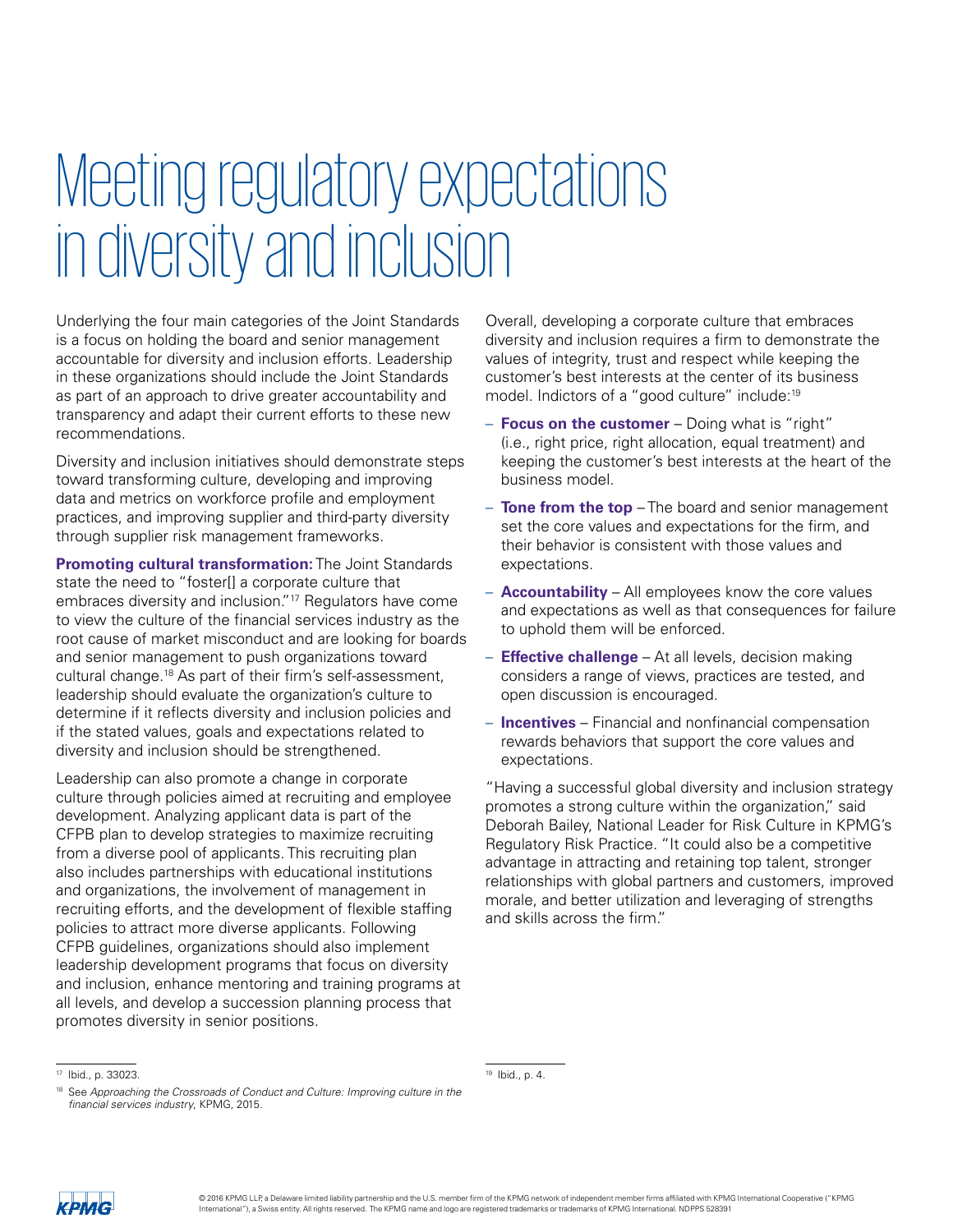# Meeting regulatory expectations in diversity and inclusion

Underlying the four main categories of the Joint Standards is a focus on holding the board and senior management accountable for diversity and inclusion efforts. Leadership in these organizations should include the Joint Standards as part of an approach to drive greater accountability and transparency and adapt their current efforts to these new recommendations.

Diversity and inclusion initiatives should demonstrate steps toward transforming culture, developing and improving data and metrics on workforce profile and employment practices, and improving supplier and third-party diversity through supplier risk management frameworks.

**Promoting cultural transformation:** The Joint Standards state the need to "foster[] a corporate culture that embraces diversity and inclusion."[17] Regulators have come to view the culture of the financial services industry as the root cause of market misconduct and are looking for boards and senior management to push organizations toward cultural change.[18] As part of their firm's self-assessment, leadership should evaluate the organization's culture to determine if it reflects diversity and inclusion policies and if the stated values, goals and expectations related to diversity and inclusion should be strengthened.

Leadership can also promote a change in corporate culture through policies aimed at recruiting and employee development. Analyzing applicant data is part of the CFPB plan to develop strategies to maximize recruiting from a diverse pool of applicants. This recruiting plan also includes partnerships with educational institutions and organizations, the involvement of management in recruiting efforts, and the development of flexible staffing policies to attract more diverse applicants. Following CFPB guidelines, organizations should also implement leadership development programs that focus on diversity and inclusion, enhance mentoring and training programs at all levels, and develop a succession planning process that promotes diversity in senior positions.

Overall, developing a corporate culture that embraces diversity and inclusion requires a firm to demonstrate the values of integrity, trust and respect while keeping the customer's best interests at the center of its business model. Indictors of a "good culture" include:[19]

- **Focus on the customer** – Doing what is "right" (i.e., right price, right allocation, equal treatment) and keeping the customer's best interests at the heart of the business model.
- **Tone from the top** – The board and senior management set the core values and expectations for the firm, and their behavior is consistent with those values and expectations.
- **Accountability** – All employees know the core values and expectations as well as that consequences for failure to uphold them will be enforced.
- **Effective challenge** – At all levels, decision making considers a range of views, practices are tested, and open discussion is encouraged.
- **Incentives** – Financial and nonfinancial compensation rewards behaviors that support the core values and expectations.

"Having a successful global diversity and inclusion strategy promotes a strong culture within the organization," said Deborah Bailey, National Leader for Risk Culture in KPMG's Regulatory Risk Practice. "It could also be a competitive advantage in attracting and retaining top talent, stronger relationships with global partners and customers, improved morale, and better utilization and leveraging of strengths and skills across the firm."

---

[17] Ibid., p. 33023.

[18] See *Approaching the Crossroads of Conduct and Culture: Improving culture in the financial services industry*, KPMG, 2015.

[19] Ibid., p. 4.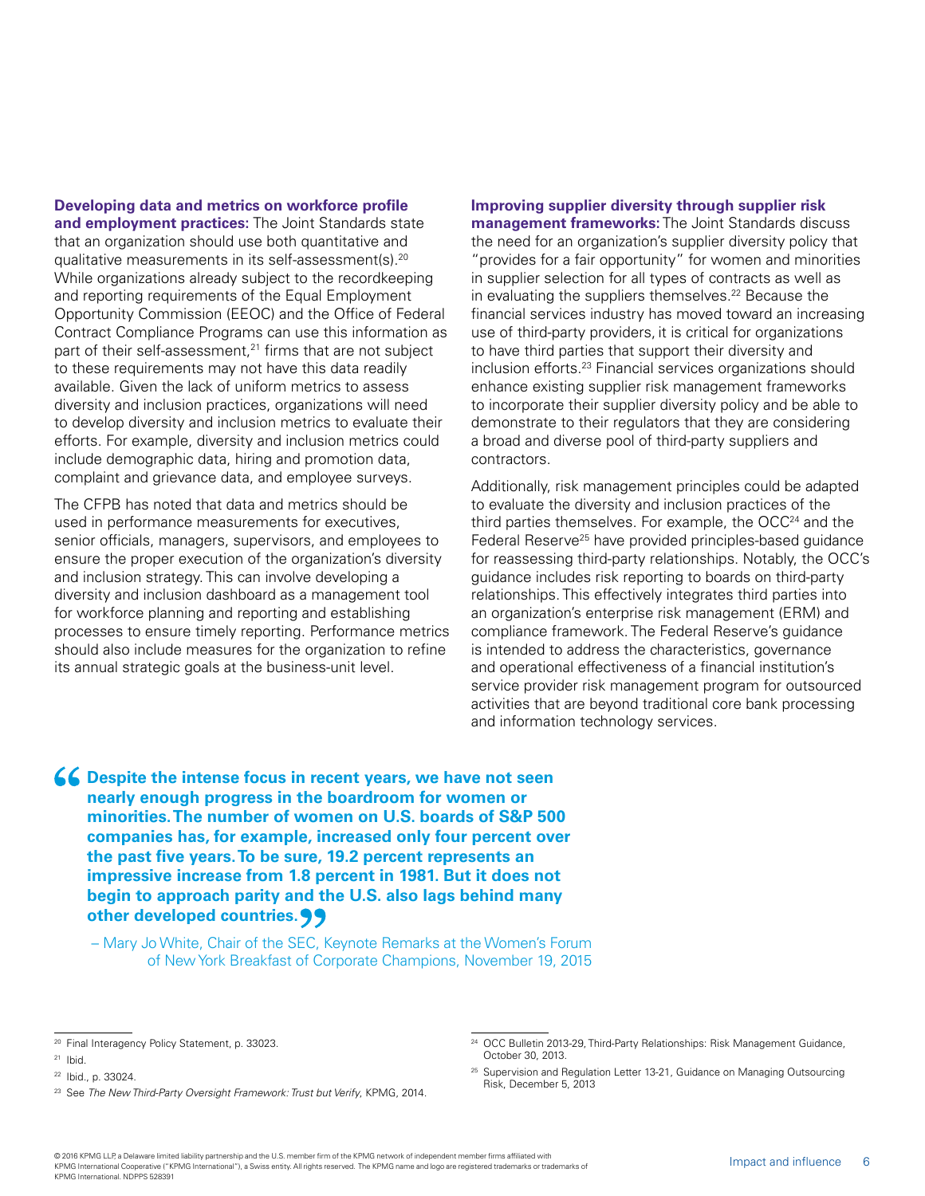**Developing data and metrics on workforce profile and employment practices:** The Joint Standards state that an organization should use both quantitative and qualitative measurements in its self-assessment(s).[20] While organizations already subject to the recordkeeping and reporting requirements of the Equal Employment Opportunity Commission (EEOC) and the Office of Federal Contract Compliance Programs can use this information as part of their self-assessment,[21] firms that are not subject to these requirements may not have this data readily available. Given the lack of uniform metrics to assess diversity and inclusion practices, organizations will need to develop diversity and inclusion metrics to evaluate their efforts. For example, diversity and inclusion metrics could include demographic data, hiring and promotion data, complaint and grievance data, and employee surveys.

The CFPB has noted that data and metrics should be used in performance measurements for executives, senior officials, managers, supervisors, and employees to ensure the proper execution of the organization's diversity and inclusion strategy. This can involve developing a diversity and inclusion dashboard as a management tool for workforce planning and reporting and establishing processes to ensure timely reporting. Performance metrics should also include measures for the organization to refine its annual strategic goals at the business-unit level.

**Improving supplier diversity through supplier risk management frameworks:** The Joint Standards discuss the need for an organization's supplier diversity policy that "provides for a fair opportunity" for women and minorities in supplier selection for all types of contracts as well as in evaluating the suppliers themselves.[22] Because the financial services industry has moved toward an increasing use of third-party providers, it is critical for organizations to have third parties that support their diversity and inclusion efforts.[23] Financial services organizations should enhance existing supplier risk management frameworks to incorporate their supplier diversity policy and be able to demonstrate to their regulators that they are considering a broad and diverse pool of third-party suppliers and contractors.

Additionally, risk management principles could be adapted to evaluate the diversity and inclusion practices of the third parties themselves. For example, the OCC[24] and the Federal Reserve[25] have provided principles-based guidance for reassessing third-party relationships. Notably, the OCC's guidance includes risk reporting to boards on third-party relationships. This effectively integrates third parties into an organization's enterprise risk management (ERM) and compliance framework. The Federal Reserve's guidance is intended to address the characteristics, governance and operational effectiveness of a financial institution's service provider risk management program for outsourced activities that are beyond traditional core bank processing and information technology services.

> **"Despite the intense focus in recent years, we have not seen nearly enough progress in the boardroom for women or minorities. The number of women on U.S. boards of S&P 500 companies has, for example, increased only four percent over the past five years. To be sure, 19.2 percent represents an impressive increase from 1.8 percent in 1981. But it does not begin to approach parity and the U.S. also lags behind many other developed countries."**
>
> – Mary Jo White, Chair of the SEC, Keynote Remarks at the Women's Forum of New York Breakfast of Corporate Champions, November 19, 2015

---

[20] Final Interagency Policy Statement, p. 33023.

[21] Ibid.

[22] Ibid., p. 33024.

[23] See *The New Third-Party Oversight Framework: Trust but Verify*, KPMG, 2014.

[24] OCC Bulletin 2013-29, Third-Party Relationships: Risk Management Guidance, October 30, 2013.

[25] Supervision and Regulation Letter 13-21, Guidance on Managing Outsourcing Risk, December 5, 2013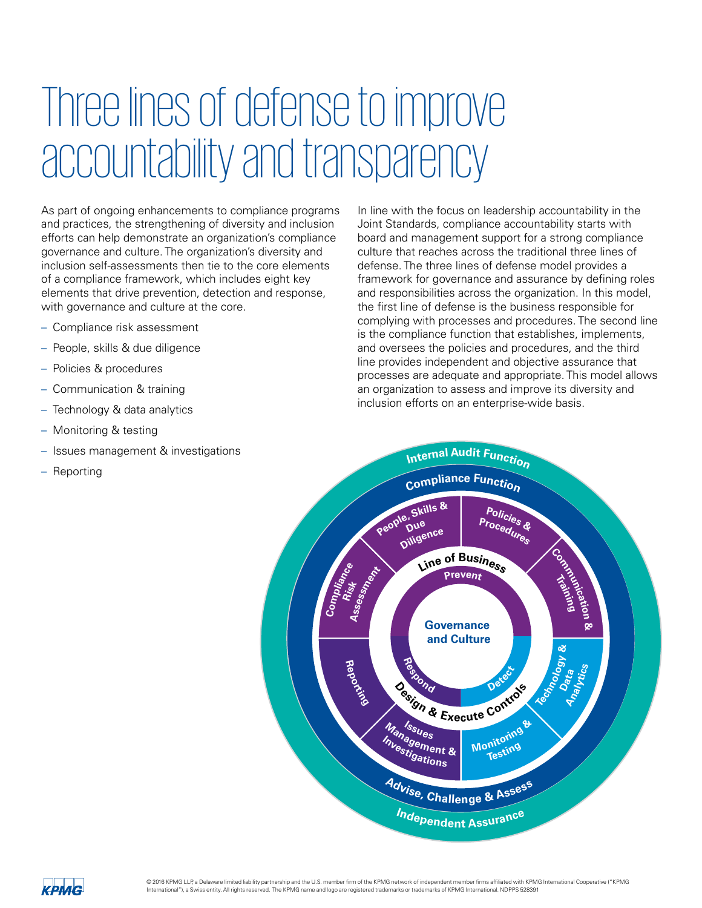# Three lines of defense to improve accountability and transparency

As part of ongoing enhancements to compliance programs and practices, the strengthening of diversity and inclusion efforts can help demonstrate an organization's compliance governance and culture. The organization's diversity and inclusion self-assessments then tie to the core elements of a compliance framework, which includes eight key elements that drive prevention, detection and response, with governance and culture at the core.

- Compliance risk assessment
- People, skills & due diligence
- Policies & procedures
- Communication & training
- Technology & data analytics
- Monitoring & testing
- Issues management & investigations
- Reporting

In line with the focus on leadership accountability in the Joint Standards, compliance accountability starts with board and management support for a strong compliance culture that reaches across the traditional three lines of defense. The three lines of defense model provides a framework for governance and assurance by defining roles and responsibilities across the organization. In this model, the first line of defense is the business responsible for complying with processes and procedures. The second line is the compliance function that establishes, implements, and oversees the policies and procedures, and the third line provides independent and objective assurance that processes are adequate and appropriate. This model allows an organization to assess and improve its diversity and inclusion efforts on an enterprise-wide basis.

Internal Audit Function

Compliance Function

People, Skills & Due Diligence

Policies & Procedures

Compliance Risk Assessment

Line of Business

Prevent

Communication & Training

Governance and Culture

Reporting

Respond

Detect

Technology & Data Analytics

Design & Execute Controls

Issues Management & Investigations

Monitoring & Testing

Advise, Challenge & Assess

Independent Assurance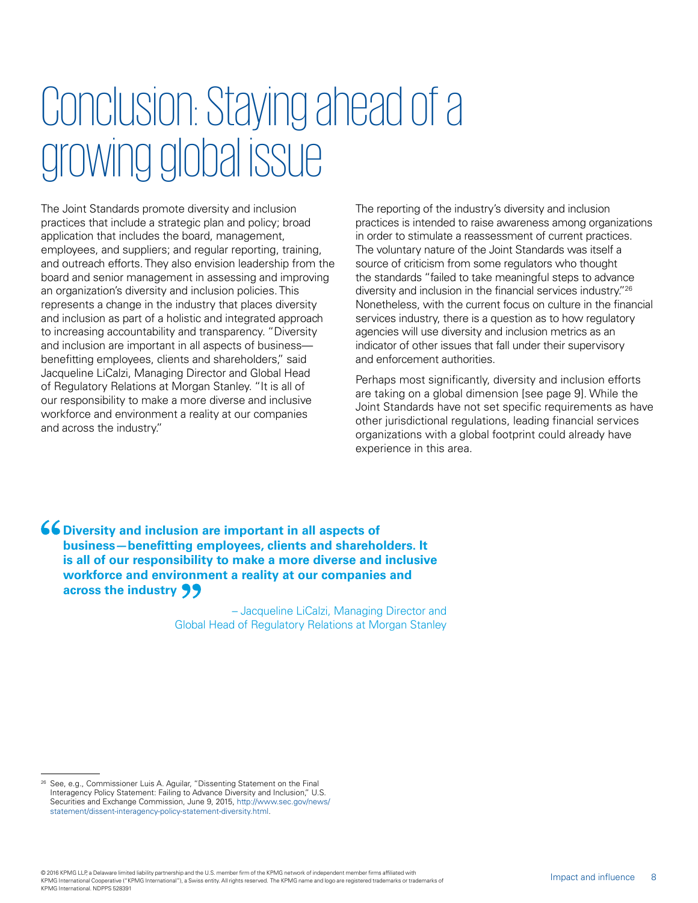# Conclusion: Staying ahead of a growing global issue

The Joint Standards promote diversity and inclusion practices that include a strategic plan and policy; broad application that includes the board, management, employees, and suppliers; and regular reporting, training, and outreach efforts. They also envision leadership from the board and senior management in assessing and improving an organization's diversity and inclusion policies. This represents a change in the industry that places diversity and inclusion as part of a holistic and integrated approach to increasing accountability and transparency. "Diversity and inclusion are important in all aspects of business—benefitting employees, clients and shareholders," said Jacqueline LiCalzi, Managing Director and Global Head of Regulatory Relations at Morgan Stanley. "It is all of our responsibility to make a more diverse and inclusive workforce and environment a reality at our companies and across the industry."

The reporting of the industry's diversity and inclusion practices is intended to raise awareness among organizations in order to stimulate a reassessment of current practices. The voluntary nature of the Joint Standards was itself a source of criticism from some regulators who thought the standards "failed to take meaningful steps to advance diversity and inclusion in the financial services industry."[26] Nonetheless, with the current focus on culture in the financial services industry, there is a question as to how regulatory agencies will use diversity and inclusion metrics as an indicator of other issues that fall under their supervisory and enforcement authorities.

Perhaps most significantly, diversity and inclusion efforts are taking on a global dimension [see page 9]. While the Joint Standards have not set specific requirements as have other jurisdictional regulations, leading financial services organizations with a global footprint could already have experience in this area.

> **"Diversity and inclusion are important in all aspects of business—benefitting employees, clients and shareholders. It is all of our responsibility to make a more diverse and inclusive workforce and environment a reality at our companies and across the industry"**
>
> – Jacqueline LiCalzi, Managing Director and Global Head of Regulatory Relations at Morgan Stanley

---

[26] See, e.g., Commissioner Luis A. Aguilar, "Dissenting Statement on the Final Interagency Policy Statement: Failing to Advance Diversity and Inclusion," U.S. Securities and Exchange Commission, June 9, 2015, http://www.sec.gov/news/statement/dissent-interagency-policy-statement-diversity.html.

© 2016 KPMG LLP, a Delaware limited liability partnership and the U.S. member firm of the KPMG network of independent member firms affiliated with KPMG International Cooperative ("KPMG International"), a Swiss entity. All rights reserved. The KPMG name and logo are registered trademarks or trademarks of KPMG International. NDPPS 528391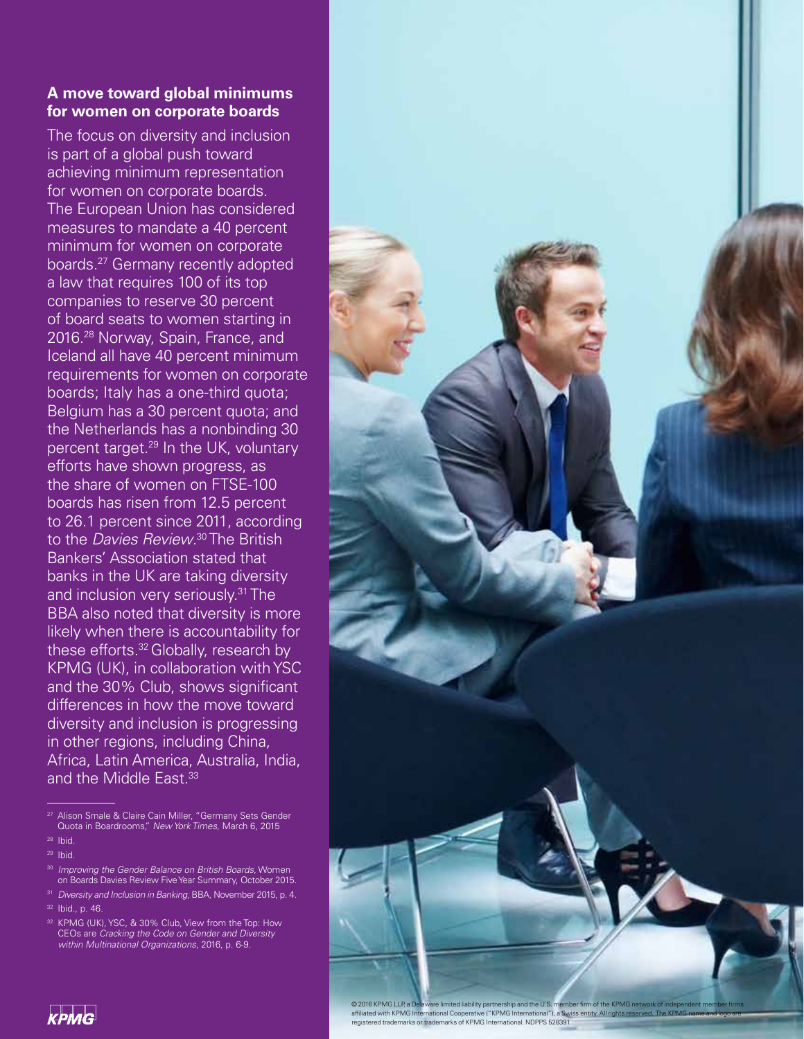### A move toward global minimums for women on corporate boards

The focus on diversity and inclusion is part of a global push toward achieving minimum representation for women on corporate boards. The European Union has considered measures to mandate a 40 percent minimum for women on corporate boards.[27] Germany recently adopted a law that requires 100 of its top companies to reserve 30 percent of board seats to women starting in 2016.[28] Norway, Spain, France, and Iceland all have 40 percent minimum requirements for women on corporate boards; Italy has a one-third quota; Belgium has a 30 percent quota; and the Netherlands has a nonbinding 30 percent target.[29] In the UK, voluntary efforts have shown progress, as the share of women on FTSE-100 boards has risen from 12.5 percent to 26.1 percent since 2011, according to the *Davies Review*.[30] The British Bankers' Association stated that banks in the UK are taking diversity and inclusion very seriously.[31] The BBA also noted that diversity is more likely when there is accountability for these efforts.[32] Globally, research by KPMG (UK), in collaboration with YSC and the 30% Club, shows significant differences in how the move toward diversity and inclusion is progressing in other regions, including China, Africa, Latin America, Australia, India, and the Middle East.[33]

---

[27] Alison Smale & Claire Cain Miller, "Germany Sets Gender Quota in Boardrooms," *New York Times*, March 6, 2015

[28] Ibid.

[29] Ibid.

[30] *Improving the Gender Balance on British Boards*, Women on Boards Davies Review Five Year Summary, October 2015.

[31] *Diversity and Inclusion in Banking*, BBA, November 2015, p. 4.

[32] Ibid., p. 46.

[32] KPMG (UK), YSC, & 30% Club, View from the Top: How CEOs are *Cracking the Code on Gender and Diversity within Multinational Organizations*, 2016, p. 6-9.

© 2016 KPMG LLP, a Delaware limited liability partnership and the U.S. member firm of the KPMG network of independent member firms affiliated with KPMG International Cooperative ("KPMG International"), a Swiss entity. All rights reserved. The KPMG name and logo are registered trademarks or trademarks of KPMG International. NDPPS 528391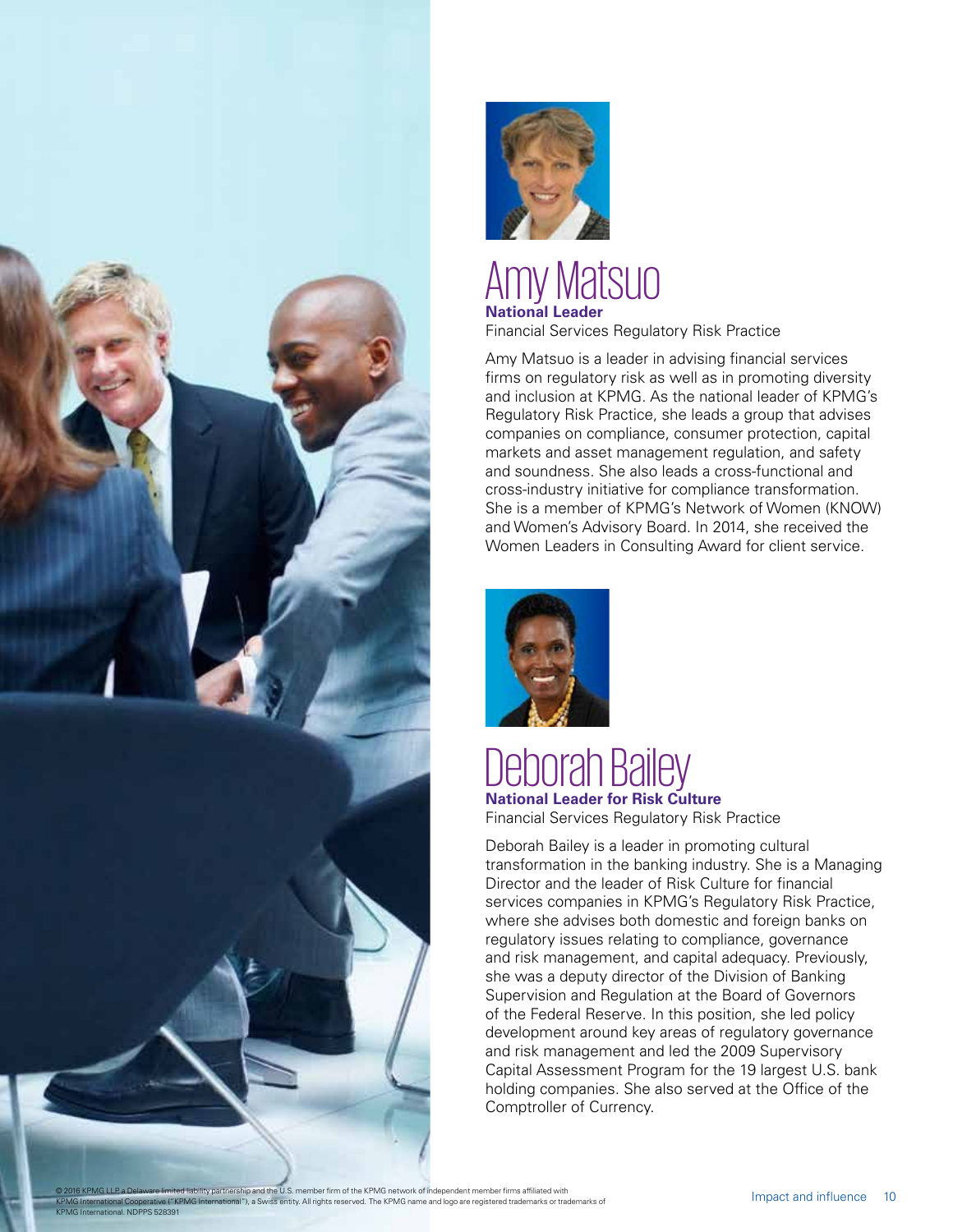# Amy Matsuo

**National Leader**

Financial Services Regulatory Risk Practice

Amy Matsuo is a leader in advising financial services firms on regulatory risk as well as in promoting diversity and inclusion at KPMG. As the national leader of KPMG's Regulatory Risk Practice, she leads a group that advises companies on compliance, consumer protection, capital markets and asset management regulation, and safety and soundness. She also leads a cross-functional and cross-industry initiative for compliance transformation. She is a member of KPMG's Network of Women (KNOW) and Women's Advisory Board. In 2014, she received the Women Leaders in Consulting Award for client service.

# Deborah Bailey

**National Leader for Risk Culture**

Financial Services Regulatory Risk Practice

Deborah Bailey is a leader in promoting cultural transformation in the banking industry. She is a Managing Director and the leader of Risk Culture for financial services companies in KPMG's Regulatory Risk Practice, where she advises both domestic and foreign banks on regulatory issues relating to compliance, governance and risk management, and capital adequacy. Previously, she was a deputy director of the Division of Banking Supervision and Regulation at the Board of Governors of the Federal Reserve. In this position, she led policy development around key areas of regulatory governance and risk management and led the 2009 Supervisory Capital Assessment Program for the 19 largest U.S. bank holding companies. She also served at the Office of the Comptroller of Currency.

© 2016 KPMG LLP, a Delaware limited liability partnership and the U.S. member firm of the KPMG network of independent member firms affiliated with KPMG International Cooperative ("KPMG International"), a Swiss entity. All rights reserved. The KPMG name and logo are registered trademarks or trademarks of KPMG International. NDPPS 528391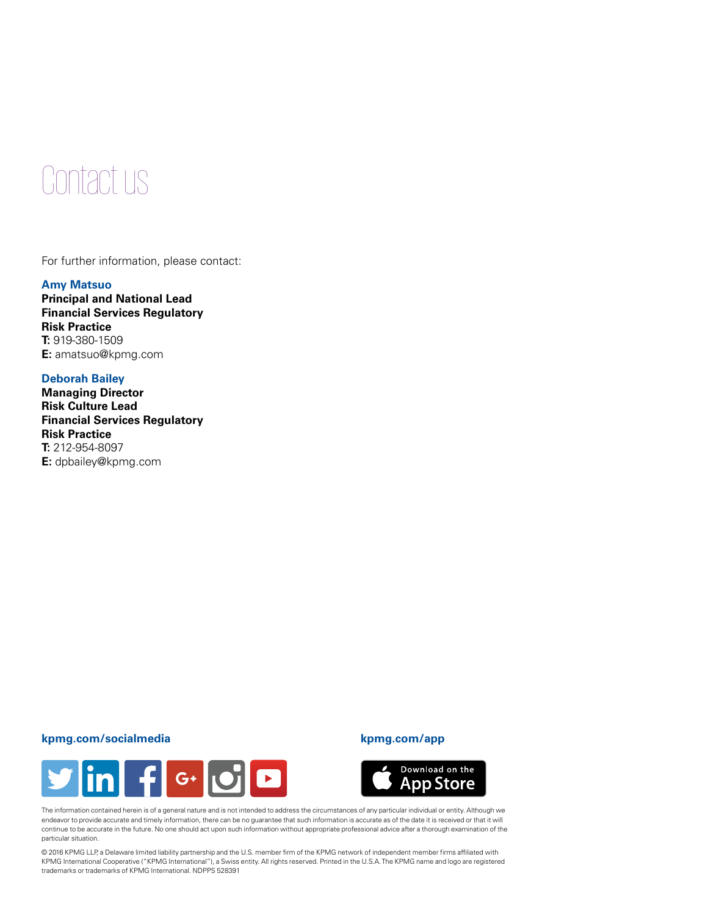# Contact us

For further information, please contact:

**Amy Matsuo**
**Principal and National Lead**
**Financial Services Regulatory**
**Risk Practice**
**T:** 919-380-1509
**E:** amatsuo@kpmg.com

**Deborah Bailey**
**Managing Director**
**Risk Culture Lead**
**Financial Services Regulatory**
**Risk Practice**
**T:** 212-954-8097
**E:** dpbailey@kpmg.com

**kpmg.com/socialmedia**

**kpmg.com/app**

Download on the App Store

The information contained herein is of a general nature and is not intended to address the circumstances of any particular individual or entity. Although we endeavor to provide accurate and timely information, there can be no guarantee that such information is accurate as of the date it is received or that it will continue to be accurate in the future. No one should act upon such information without appropriate professional advice after a thorough examination of the particular situation.

© 2016 KPMG LLP, a Delaware limited liability partnership and the U.S. member firm of the KPMG network of independent member firms affiliated with KPMG International Cooperative ("KPMG International"), a Swiss entity. All rights reserved. Printed in the U.S.A. The KPMG name and logo are registered trademarks or trademarks of KPMG International. NDPPS 528391